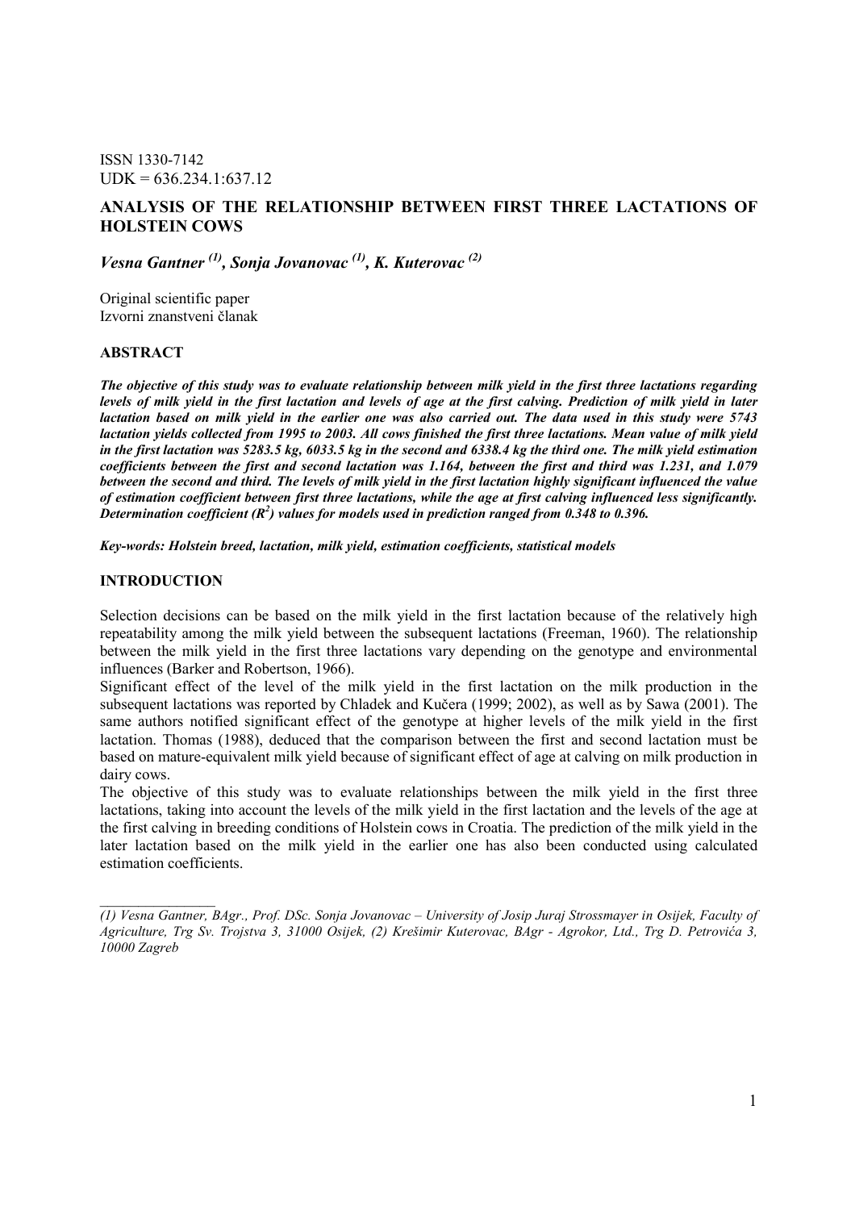ISSN 1330-7142
UDK = 636.234.1:637.12

# ANALYSIS OF THE RELATIONSHIP BETWEEN FIRST THREE LACTATIONS OF HOLSTEIN COWS

***Vesna Gantner* [(1)], *Sonja Jovanovac* [(1)], *K. Kuterovac* [(2)]**

Original scientific paper
Izvorni znanstveni članak

## ABSTRACT

***The objective of this study was to evaluate relationship between milk yield in the first three lactations regarding levels of milk yield in the first lactation and levels of age at the first calving. Prediction of milk yield in later lactation based on milk yield in the earlier one was also carried out. The data used in this study were 5743 lactation yields collected from 1995 to 2003. All cows finished the first three lactations. Mean value of milk yield in the first lactation was 5283.5 kg, 6033.5 kg in the second and 6338.4 kg the third one. The milk yield estimation coefficients between the first and second lactation was 1.164, between the first and third was 1.231, and 1.079 between the second and third. The levels of milk yield in the first lactation highly significant influenced the value of estimation coefficient between first three lactations, while the age at first calving influenced less significantly. Determination coefficient ($R^2$) values for models used in prediction ranged from 0.348 to 0.396.***

***Key-words: Holstein breed, lactation, milk yield, estimation coefficients, statistical models***

## INTRODUCTION

Selection decisions can be based on the milk yield in the first lactation because of the relatively high repeatability among the milk yield between the subsequent lactations (Freeman, 1960). The relationship between the milk yield in the first three lactations vary depending on the genotype and environmental influences (Barker and Robertson, 1966).

Significant effect of the level of the milk yield in the first lactation on the milk production in the subsequent lactations was reported by Chladek and Kučera (1999; 2002), as well as by Sawa (2001). The same authors notified significant effect of the genotype at higher levels of the milk yield in the first lactation. Thomas (1988), deduced that the comparison between the first and second lactation must be based on mature-equivalent milk yield because of significant effect of age at calving on milk production in dairy cows.

The objective of this study was to evaluate relationships between the milk yield in the first three lactations, taking into account the levels of the milk yield in the first lactation and the levels of the age at the first calving in breeding conditions of Holstein cows in Croatia. The prediction of the milk yield in the later lactation based on the milk yield in the earlier one has also been conducted using calculated estimation coefficients.

---

*(1) Vesna Gantner, BAgr., Prof. DSc. Sonja Jovanovac – University of Josip Juraj Strossmayer in Osijek, Faculty of Agriculture, Trg Sv. Trojstva 3, 31000 Osijek, (2) Krešimir Kuterovac, BAgr - Agrokor, Ltd., Trg D. Petrovića 3, 10000 Zagreb*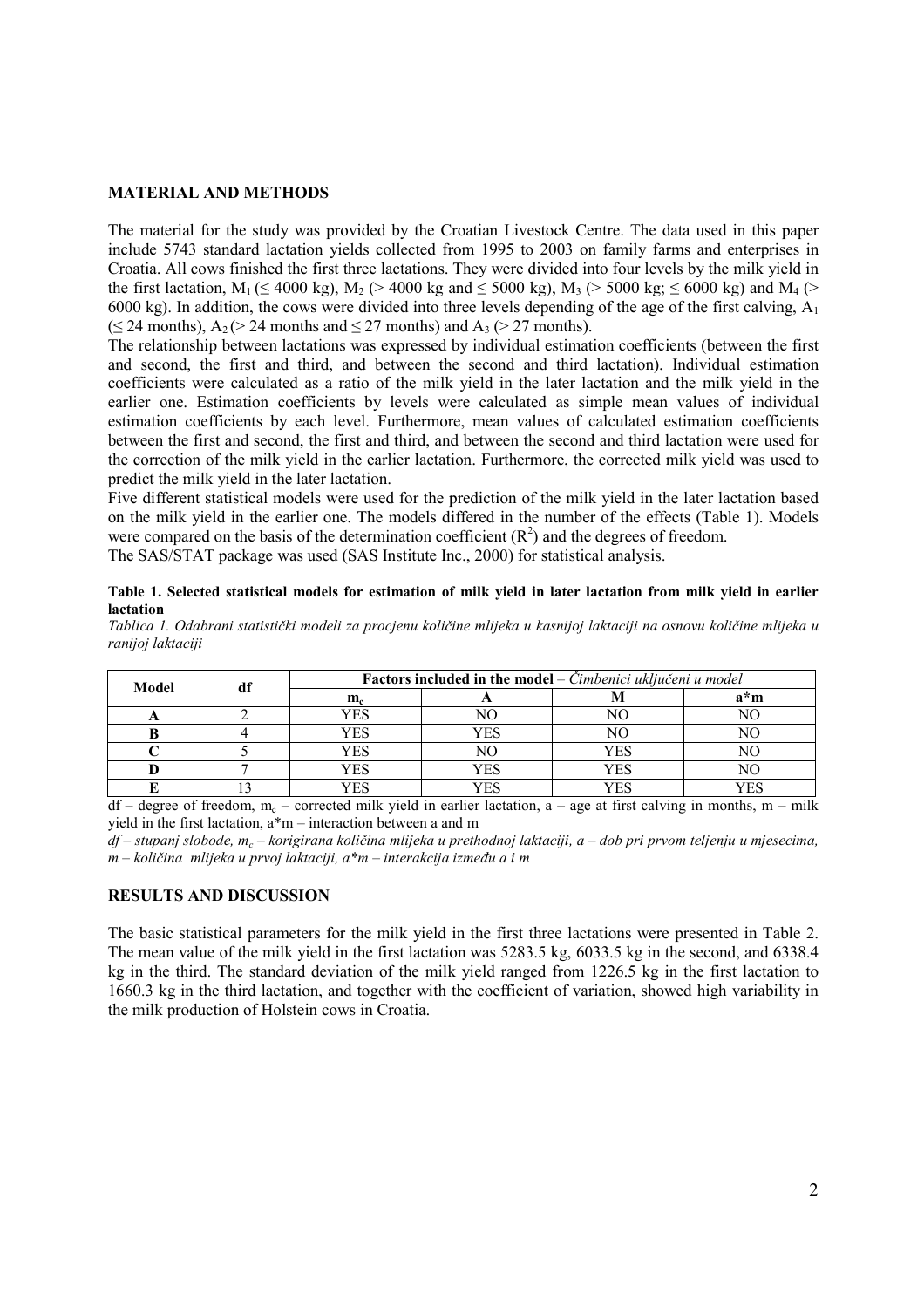## MATERIAL AND METHODS

The material for the study was provided by the Croatian Livestock Centre. The data used in this paper include 5743 standard lactation yields collected from 1995 to 2003 on family farms and enterprises in Croatia. All cows finished the first three lactations. They were divided into four levels by the milk yield in the first lactation, $M_1$ (≤ 4000 kg), $M_2$ (> 4000 kg and ≤ 5000 kg), $M_3$ (> 5000 kg; ≤ 6000 kg) and $M_4$ (> 6000 kg). In addition, the cows were divided into three levels depending of the age of the first calving, $A_1$ (≤ 24 months), $A_2$ (> 24 months and ≤ 27 months) and $A_3$ (> 27 months).

The relationship between lactations was expressed by individual estimation coefficients (between the first and second, the first and third, and between the second and third lactation). Individual estimation coefficients were calculated as a ratio of the milk yield in the later lactation and the milk yield in the earlier one. Estimation coefficients by levels were calculated as simple mean values of individual estimation coefficients by each level. Furthermore, mean values of calculated estimation coefficients between the first and second, the first and third, and between the second and third lactation were used for the correction of the milk yield in the earlier lactation. Furthermore, the corrected milk yield was used to predict the milk yield in the later lactation.

Five different statistical models were used for the prediction of the milk yield in the later lactation based on the milk yield in the earlier one. The models differed in the number of the effects (Table 1). Models were compared on the basis of the determination coefficient ($R^2$) and the degrees of freedom.

The SAS/STAT package was used (SAS Institute Inc., 2000) for statistical analysis.

**Table 1. Selected statistical models for estimation of milk yield in later lactation from milk yield in earlier lactation**

*Tablica 1. Odabrani statistički modeli za procjenu količine mlijeka u kasnijoj laktaciji na osnovu količine mlijeka u ranijoj laktaciji*

| Model | df | **Factors included in the model** – *Čimbenici uključeni u model* | | | |
|---|---|---|---|---|---|
| | | $m_c$ | A | M | a*m |
| **A** | 2 | YES | NO | NO | NO |
| **B** | 4 | YES | YES | NO | NO |
| **C** | 5 | YES | NO | YES | NO |
| **D** | 7 | YES | YES | YES | NO |
| **E** | 13 | YES | YES | YES | YES |

df – degree of freedom, $m_c$ – corrected milk yield in earlier lactation, a – age at first calving in months, m – milk yield in the first lactation, a*m – interaction between a and m

*df – stupanj slobode, $m_c$ – korigirana količina mlijeka u prethodnoj laktaciji, a – dob pri prvom teljenju u mjesecima, m – količina mlijeka u prvoj laktaciji, a\*m – interakcija između a i m*

## RESULTS AND DISCUSSION

The basic statistical parameters for the milk yield in the first three lactations were presented in Table 2. The mean value of the milk yield in the first lactation was 5283.5 kg, 6033.5 kg in the second, and 6338.4 kg in the third. The standard deviation of the milk yield ranged from 1226.5 kg in the first lactation to 1660.3 kg in the third lactation, and together with the coefficient of variation, showed high variability in the milk production of Holstein cows in Croatia.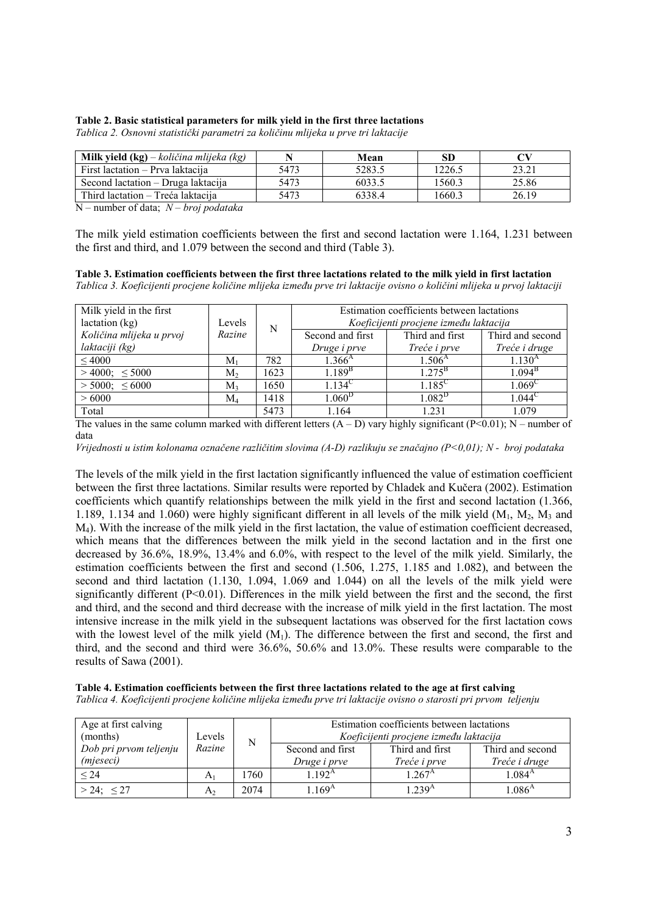**Table 2. Basic statistical parameters for milk yield in the first three lactations**
*Tablica 2. Osnovni statistički parametri za količinu mlijeka u prve tri laktacije*

| **Milk yield (kg)** – *količina mlijeka (kg)* | **N** | **Mean** | **SD** | **CV** |
|---|---|---|---|---|
| First lactation – Prva laktacija | 5473 | 5283.5 | 1226.5 | 23.21 |
| Second lactation – Druga laktacija | 5473 | 6033.5 | 1560.3 | 25.86 |
| Third lactation – Treća laktacija | 5473 | 6338.4 | 1660.3 | 26.19 |

N – number of data; *N – broj podataka*

The milk yield estimation coefficients between the first and second lactation were 1.164, 1.231 between the first and third, and 1.079 between the second and third (Table 3).

**Table 3. Estimation coefficients between the first three lactations related to the milk yield in first lactation**
*Tablica 3. Koeficijenti procjene količine mlijeka između prve tri laktacije ovisno o količini mlijeka u prvoj laktaciji*

| Milk yield in the first lactation (kg) *Količina mlijeka u prvoj laktaciji (kg)* | Levels *Razine* | N | Estimation coefficients between lactations *Koeficijenti procjene između laktacija* | | |
|---|---|---|---|---|---|
| | | | Second and first *Druge i prve* | Third and first *Treće i prve* | Third and second *Treće i druge* |
| ≤ 4000 | $M_1$ | 782 | $1.366^A$ | $1.506^A$ | $1.130^A$ |
| > 4000; ≤ 5000 | $M_2$ | 1623 | $1.189^B$ | $1.275^B$ | $1.094^B$ |
| > 5000; ≤ 6000 | $M_3$ | 1650 | $1.134^C$ | $1.185^C$ | $1.069^C$ |
| > 6000 | $M_4$ | 1418 | $1.060^D$ | $1.082^D$ | $1.044^C$ |
| Total | | 5473 | 1.164 | 1.231 | 1.079 |

The values in the same column marked with different letters (A – D) vary highly significant ($P<0.01$); N – number of data

*Vrijednosti u istim kolonama označene različitim slovima (A-D) razlikuju se značajno (P<0,01); N - broj podataka*

The levels of the milk yield in the first lactation significantly influenced the value of estimation coefficient between the first three lactations. Similar results were reported by Chladek and Kučera (2002). Estimation coefficients which quantify relationships between the milk yield in the first and second lactation (1.366, 1.189, 1.134 and 1.060) were highly significant different in all levels of the milk yield ($M_1$, $M_2$, $M_3$ and $M_4$). With the increase of the milk yield in the first lactation, the value of estimation coefficient decreased, which means that the differences between the milk yield in the second lactation and in the first one decreased by 36.6%, 18.9%, 13.4% and 6.0%, with respect to the level of the milk yield. Similarly, the estimation coefficients between the first and second (1.506, 1.275, 1.185 and 1.082), and between the second and third lactation (1.130, 1.094, 1.069 and 1.044) on all the levels of the milk yield were significantly different ($P<0.01$). Differences in the milk yield between the first and the second, the first and third, and the second and third decrease with the increase of milk yield in the first lactation. The most intensive increase in the milk yield in the subsequent lactations was observed for the first lactation cows with the lowest level of the milk yield ($M_1$). The difference between the first and second, the first and third, and the second and third were 36.6%, 50.6% and 13.0%. These results were comparable to the results of Sawa (2001).

**Table 4. Estimation coefficients between the first three lactations related to the age at first calving**
*Tablica 4. Koeficijenti procjene količine mlijeka između prve tri laktacije ovisno o starosti pri prvom teljenju*

| Age at first calving (months) *Dob pri prvom teljenju (mjeseci)* | Levels *Razine* | N | Estimation coefficients between lactations *Koeficijenti procjene između laktacija* | | |
|---|---|---|---|---|---|
| | | | Second and first *Druge i prve* | Third and first *Treće i prve* | Third and second *Treće i druge* |
| ≤ 24 | $A_1$ | 1760 | $1.192^A$ | $1.267^A$ | $1.084^A$ |
| > 24; ≤ 27 | $A_2$ | 2074 | $1.169^A$ | $1.239^A$ | $1.086^A$ |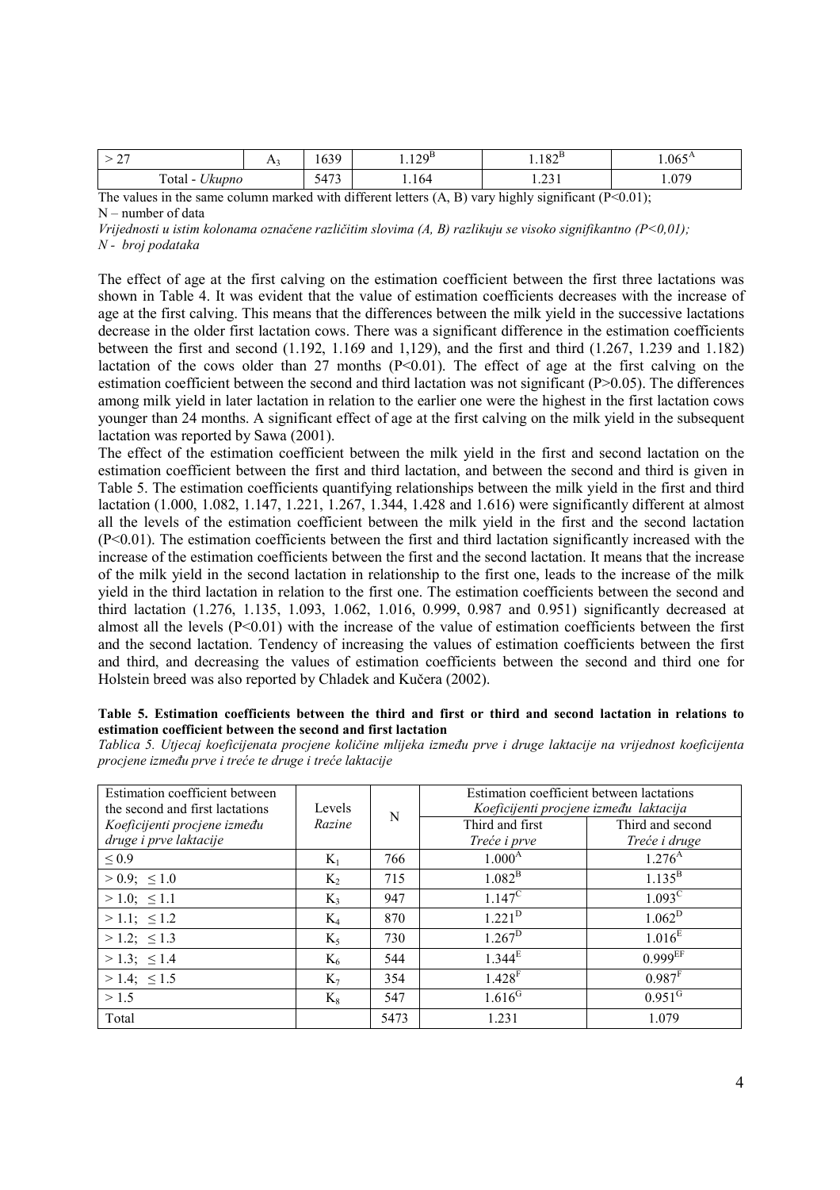| > 27 | $A_3$ | 1639 | $1.129^B$ | $1.182^B$ | $1.065^A$ |
|---|---|---|---|---|---|
| Total - *Ukupno* | | 5473 | 1.164 | 1.231 | 1.079 |

The values in the same column marked with different letters (A, B) vary highly significant ($P<0.01$);
N – number of data

*Vrijednosti u istim kolonama označene različitim slovima (A, B) razlikuju se visoko signifikantno (P<0,01);*
*N - broj podataka*

The effect of age at the first calving on the estimation coefficient between the first three lactations was shown in Table 4. It was evident that the value of estimation coefficients decreases with the increase of age at the first calving. This means that the differences between the milk yield in the successive lactations decrease in the older first lactation cows. There was a significant difference in the estimation coefficients between the first and second (1.192, 1.169 and 1,129), and the first and third (1.267, 1.239 and 1.182) lactation of the cows older than 27 months ($P<0.01$). The effect of age at the first calving on the estimation coefficient between the second and third lactation was not significant ($P>0.05$). The differences among milk yield in later lactation in relation to the earlier one were the highest in the first lactation cows younger than 24 months. A significant effect of age at the first calving on the milk yield in the subsequent lactation was reported by Sawa (2001).

The effect of the estimation coefficient between the milk yield in the first and second lactation on the estimation coefficient between the first and third lactation, and between the second and third is given in Table 5. The estimation coefficients quantifying relationships between the milk yield in the first and third lactation (1.000, 1.082, 1.147, 1.221, 1.267, 1.344, 1.428 and 1.616) were significantly different at almost all the levels of the estimation coefficient between the milk yield in the first and the second lactation ($P<0.01$). The estimation coefficients between the first and third lactation significantly increased with the increase of the estimation coefficients between the first and the second lactation. It means that the increase of the milk yield in the second lactation in relationship to the first one, leads to the increase of the milk yield in the third lactation in relation to the first one. The estimation coefficients between the second and third lactation (1.276, 1.135, 1.093, 1.062, 1.016, 0.999, 0.987 and 0.951) significantly decreased at almost all the levels ($P<0.01$) with the increase of the value of estimation coefficients between the first and the second lactation. Tendency of increasing the values of estimation coefficients between the first and third, and decreasing the values of estimation coefficients between the second and third one for Holstein breed was also reported by Chladek and Kučera (2002).

**Table 5. Estimation coefficients between the third and first or third and second lactation in relations to estimation coefficient between the second and first lactation**

*Tablica 5. Utjecaj koeficijenata procjene količine mlijeka između prve i druge laktacije na vrijednost koeficijenta procjene između prve i treće te druge i treće laktacije*

| Estimation coefficient between the second and first lactations *Koeficijenti procjene između druge i prve laktacije* | Levels *Razine* | N | Estimation coefficient between lactations *Koeficijenti procjene između laktacija* | |
|---|---|---|---|---|
| | | | Third and first *Treće i prve* | Third and second *Treće i druge* |
| ≤ 0.9 | $K_1$ | 766 | $1.000^A$ | $1.276^A$ |
| > 0.9; ≤ 1.0 | $K_2$ | 715 | $1.082^B$ | $1.135^B$ |
| > 1.0; ≤ 1.1 | $K_3$ | 947 | $1.147^C$ | $1.093^C$ |
| > 1.1; ≤ 1.2 | $K_4$ | 870 | $1.221^D$ | $1.062^D$ |
| > 1.2; ≤ 1.3 | $K_5$ | 730 | $1.267^D$ | $1.016^E$ |
| > 1.3; ≤ 1.4 | $K_6$ | 544 | $1.344^E$ | $0.999^{EF}$ |
| > 1.4; ≤ 1.5 | $K_7$ | 354 | $1.428^F$ | $0.987^F$ |
| > 1.5 | $K_8$ | 547 | $1.616^G$ | $0.951^G$ |
| Total | | 5473 | 1.231 | 1.079 |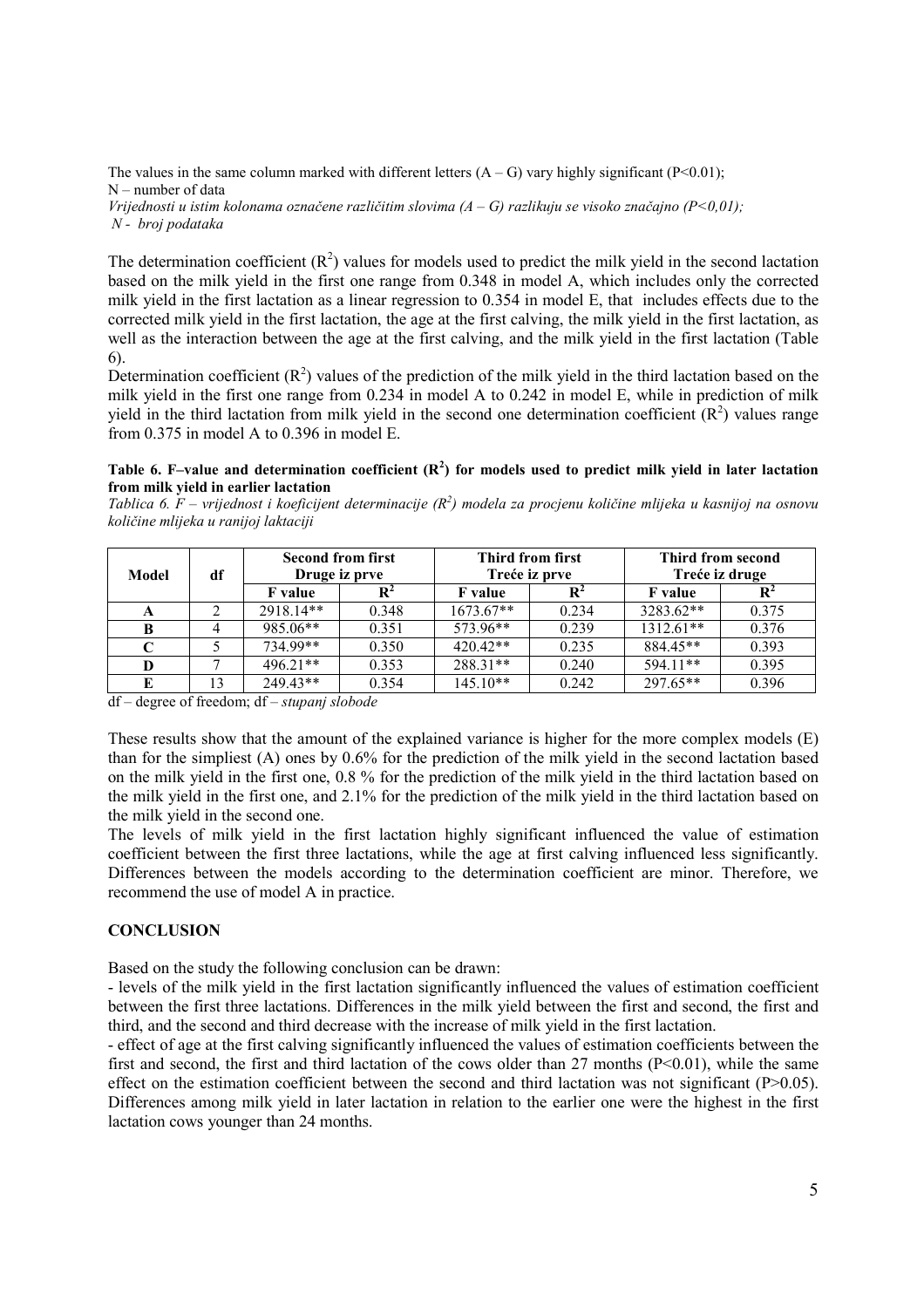The values in the same column marked with different letters (A – G) vary highly significant ($P<0.01$);
N – number of data
*Vrijednosti u istim kolonama označene različitim slovima (A – G) razlikuju se visoko značajno (P<0,01);*
*N - broj podataka*

The determination coefficient ($R^2$) values for models used to predict the milk yield in the second lactation based on the milk yield in the first one range from 0.348 in model A, which includes only the corrected milk yield in the first lactation as a linear regression to 0.354 in model E, that includes effects due to the corrected milk yield in the first lactation, the age at the first calving, the milk yield in the first lactation, as well as the interaction between the age at the first calving, and the milk yield in the first lactation (Table 6).

Determination coefficient ($R^2$) values of the prediction of the milk yield in the third lactation based on the milk yield in the first one range from 0.234 in model A to 0.242 in model E, while in prediction of milk yield in the third lactation from milk yield in the second one determination coefficient ($R^2$) values range from 0.375 in model A to 0.396 in model E.

**Table 6. F–value and determination coefficient ($R^2$) for models used to predict milk yield in later lactation from milk yield in earlier lactation**

*Tablica 6. F – vrijednost i koeficijent determinacije ($R^2$) modela za procjenu količine mlijeka u kasnijoj na osnovu količine mlijeka u ranijoj laktaciji*

| Model | df | Second from first *Druge iz prve* | | Third from first *Treće iz prve* | | Third from second *Treće iz druge* | |
|---|---|---|---|---|---|---|---|
| | | F value | $R^2$ | F value | $R^2$ | F value | $R^2$ |
| A | 2 | 2918.14** | 0.348 | 1673.67** | 0.234 | 3283.62** | 0.375 |
| B | 4 | 985.06** | 0.351 | 573.96** | 0.239 | 1312.61** | 0.376 |
| C | 5 | 734.99** | 0.350 | 420.42** | 0.235 | 884.45** | 0.393 |
| D | 7 | 496.21** | 0.353 | 288.31** | 0.240 | 594.11** | 0.395 |
| E | 13 | 249.43** | 0.354 | 145.10** | 0.242 | 297.65** | 0.396 |

df – degree of freedom; df – *stupanj slobode*

These results show that the amount of the explained variance is higher for the more complex models (E) than for the simpliest (A) ones by 0.6% for the prediction of the milk yield in the second lactation based on the milk yield in the first one, 0.8 % for the prediction of the milk yield in the third lactation based on the milk yield in the first one, and 2.1% for the prediction of the milk yield in the third lactation based on the milk yield in the second one.

The levels of milk yield in the first lactation highly significant influenced the value of estimation coefficient between the first three lactations, while the age at first calving influenced less significantly. Differences between the models according to the determination coefficient are minor. Therefore, we recommend the use of model A in practice.

## CONCLUSION

Based on the study the following conclusion can be drawn:

- levels of the milk yield in the first lactation significantly influenced the values of estimation coefficient between the first three lactations. Differences in the milk yield between the first and second, the first and third, and the second and third decrease with the increase of milk yield in the first lactation.
- effect of age at the first calving significantly influenced the values of estimation coefficients between the first and second, the first and third lactation of the cows older than 27 months ($P<0.01$), while the same effect on the estimation coefficient between the second and third lactation was not significant ($P>0.05$). Differences among milk yield in later lactation in relation to the earlier one were the highest in the first lactation cows younger than 24 months.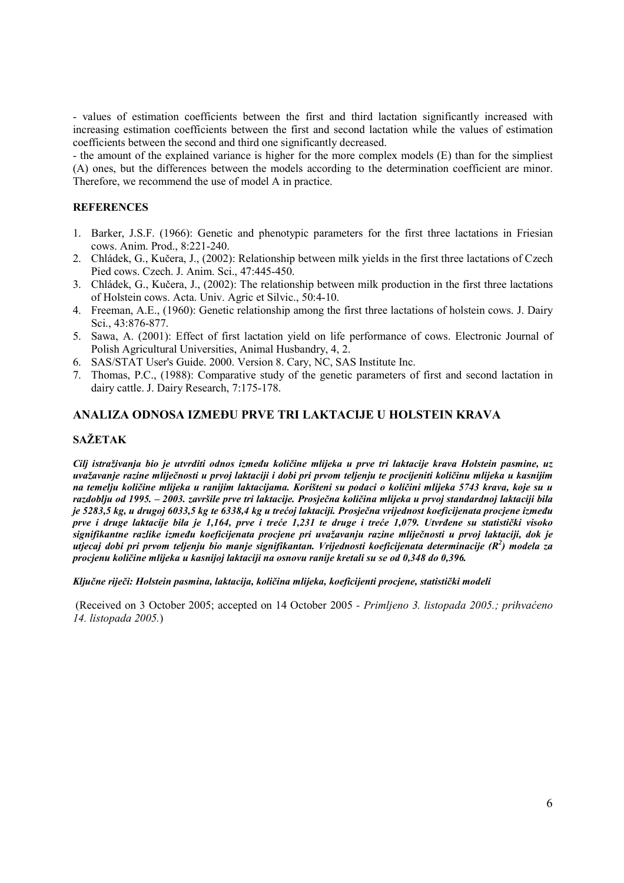- values of estimation coefficients between the first and third lactation significantly increased with increasing estimation coefficients between the first and second lactation while the values of estimation coefficients between the second and third one significantly decreased.

- the amount of the explained variance is higher for the more complex models (E) than for the simpliest (A) ones, but the differences between the models according to the determination coefficient are minor. Therefore, we recommend the use of model A in practice.

## REFERENCES

1. Barker, J.S.F. (1966): Genetic and phenotypic parameters for the first three lactations in Friesian cows. Anim. Prod., 8:221-240.
2. Chládek, G., Kučera, J., (2002): Relationship between milk yields in the first three lactations of Czech Pied cows. Czech. J. Anim. Sci., 47:445-450.
3. Chládek, G., Kučera, J., (2002): The relationship between milk production in the first three lactations of Holstein cows. Acta. Univ. Agric et Silvic., 50:4-10.
4. Freeman, A.E., (1960): Genetic relationship among the first three lactations of holstein cows. J. Dairy Sci., 43:876-877.
5. Sawa, A. (2001): Effect of first lactation yield on life performance of cows. Electronic Journal of Polish Agricultural Universities, Animal Husbandry, 4, 2.
6. SAS/STAT User's Guide. 2000. Version 8. Cary, NC, SAS Institute Inc.
7. Thomas, P.C., (1988): Comparative study of the genetic parameters of first and second lactation in dairy cattle. J. Dairy Research, 7:175-178.

## ANALIZA ODNOSA IZMEĐU PRVE TRI LAKTACIJE U HOLSTEIN KRAVA

## SAŽETAK

***Cilj istraživanja bio je utvrditi odnos između količine mlijeka u prve tri laktacije krava Holstein pasmine, uz uvažavanje razine mliječnosti u prvoj laktaciji i dobi pri prvom teljenju te procijeniti količinu mlijeka u kasnijim na temelju količine mlijeka u ranijim laktacijama. Korišteni su podaci o količini mlijeka 5743 krava, koje su u razdoblju od 1995. – 2003. završile prve tri laktacije. Prosječna količina mlijeka u prvoj standardnoj laktaciji bila je 5283,5 kg, u drugoj 6033,5 kg te 6338,4 kg u trećoj laktaciji. Prosječna vrijednost koeficijenata procjene između prve i druge laktacije bila je 1,164, prve i treće 1,231 te druge i treće 1,079. Utvrđene su statistički visoko signifikantne razlike između koeficijenata procjene pri uvažavanju razine mliječnosti u prvoj laktaciji, dok je utjecaj dobi pri prvom teljenju bio manje signifikantan. Vrijednosti koeficijenata determinacije ($R^2$) modela za procjenu količine mlijeka u kasnijoj laktaciji na osnovu ranije kretali su se od 0,348 do 0,396.***

***Ključne riječi: Holstein pasmina, laktacija, količina mlijeka, koeficijenti procjene, statistički modeli***

(Received on 3 October 2005; accepted on 14 October 2005 - *Primljeno 3. listopada 2005.; prihvaćeno 14. listopada 2005.*)